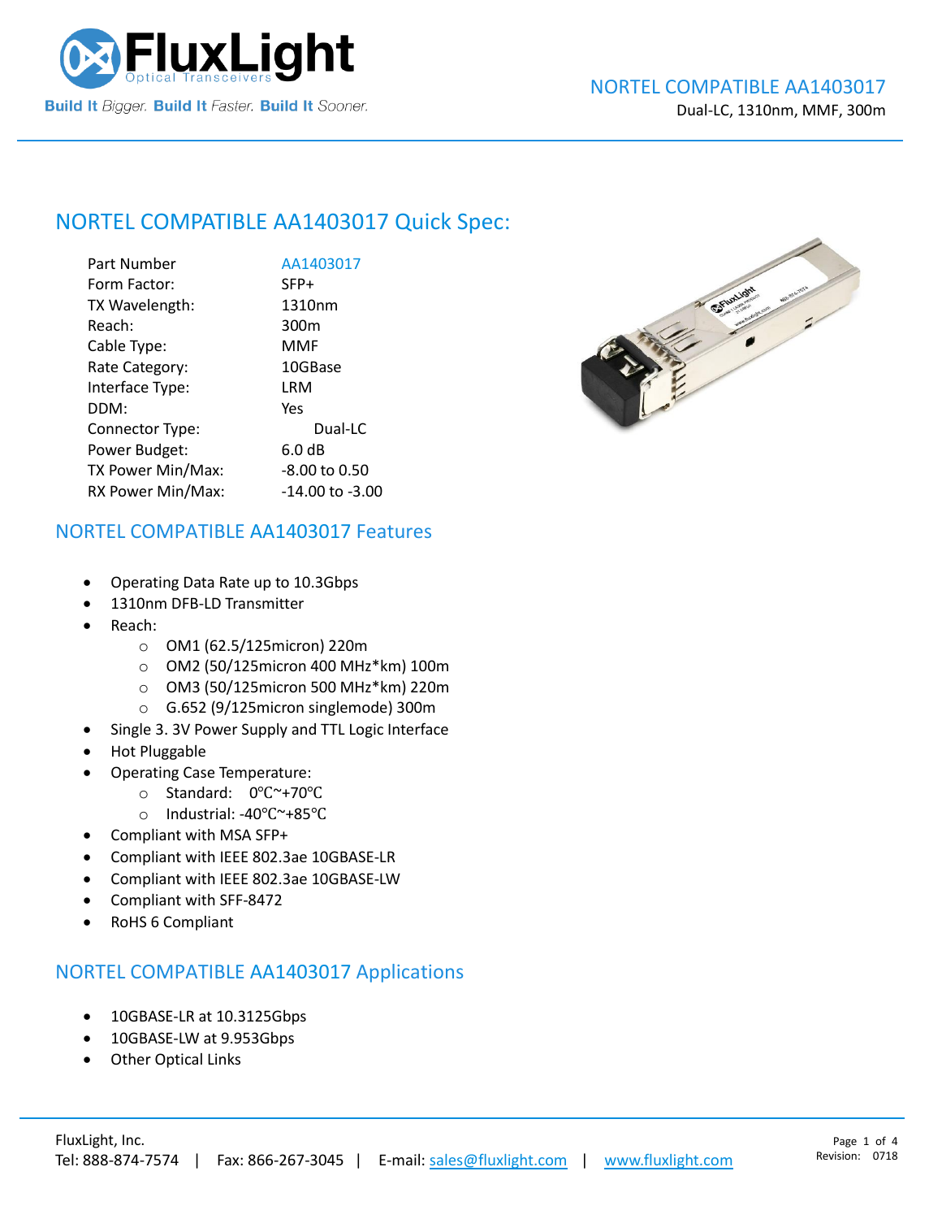# NORTEL COMPATIBLE AA1403017

Dual-LC, 1310nm, MMF, 300m

## NORTEL COMPATIBLE AA1403017 Quick Spec:

| | |
|---|---|
| Part Number | AA1403017 |
| Form Factor: | SFP+ |
| TX Wavelength: | 1310nm |
| Reach: | 300m |
| Cable Type: | MMF |
| Rate Category: | 10GBase |
| Interface Type: | LRM |
| DDM: | Yes |
| Connector Type: | Dual-LC |
| Power Budget: | 6.0 dB |
| TX Power Min/Max: | -8.00 to 0.50 |
| RX Power Min/Max: | -14.00 to -3.00 |

## NORTEL COMPATIBLE AA1403017 Features

- Operating Data Rate up to 10.3Gbps
- 1310nm DFB-LD Transmitter
- Reach:
  - OM1 (62.5/125micron) 220m
  - OM2 (50/125micron 400 MHz*km) 100m
  - OM3 (50/125micron 500 MHz*km) 220m
  - G.652 (9/125micron singlemode) 300m
- Single 3. 3V Power Supply and TTL Logic Interface
- Hot Pluggable
- Operating Case Temperature:
  - Standard: 0℃~+70℃
  - Industrial: -40℃~+85℃
- Compliant with MSA SFP+
- Compliant with IEEE 802.3ae 10GBASE-LR
- Compliant with IEEE 802.3ae 10GBASE-LW
- Compliant with SFF-8472
- RoHS 6 Compliant

## NORTEL COMPATIBLE AA1403017 Applications

- 10GBASE-LR at 10.3125Gbps
- 10GBASE-LW at 9.953Gbps
- Other Optical Links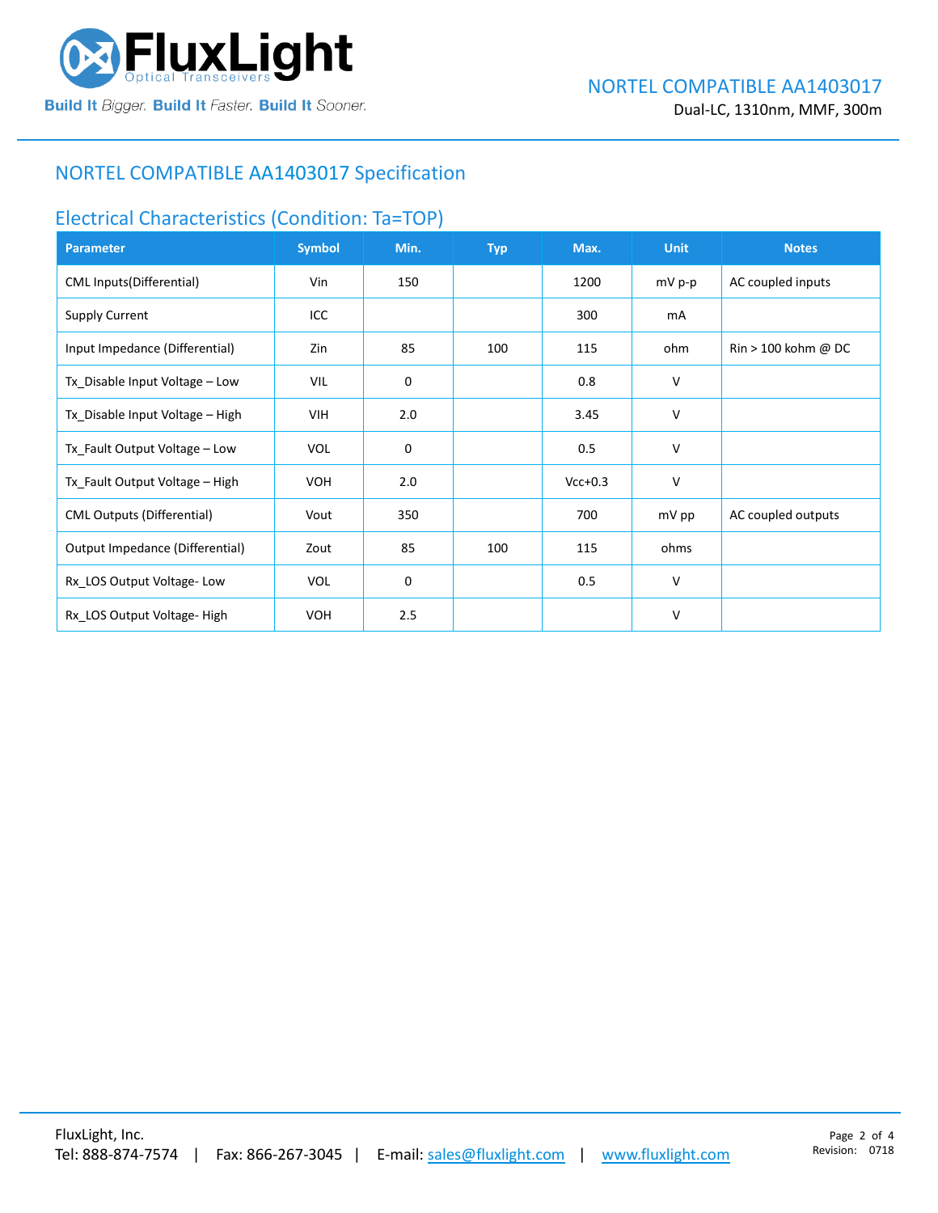# NORTEL COMPATIBLE AA1403017 Specification

## Electrical Characteristics (Condition: Ta=TOP)

| Parameter | Symbol | Min. | Typ | Max. | Unit | Notes |
|---|---|---|---|---|---|---|
| CML Inputs(Differential) | Vin | 150 | | 1200 | mV p-p | AC coupled inputs |
| Supply Current | ICC | | | 300 | mA | |
| Input Impedance (Differential) | Zin | 85 | 100 | 115 | ohm | Rin > 100 kohm @ DC |
| Tx_Disable Input Voltage – Low | VIL | 0 | | 0.8 | V | |
| Tx_Disable Input Voltage – High | VIH | 2.0 | | 3.45 | V | |
| Tx_Fault Output Voltage – Low | VOL | 0 | | 0.5 | V | |
| Tx_Fault Output Voltage – High | VOH | 2.0 | | Vcc+0.3 | V | |
| CML Outputs (Differential) | Vout | 350 | | 700 | mV pp | AC coupled outputs |
| Output Impedance (Differential) | Zout | 85 | 100 | 115 | ohms | |
| Rx_LOS Output Voltage- Low | VOL | 0 | | 0.5 | V | |
| Rx_LOS Output Voltage- High | VOH | 2.5 | | | V | |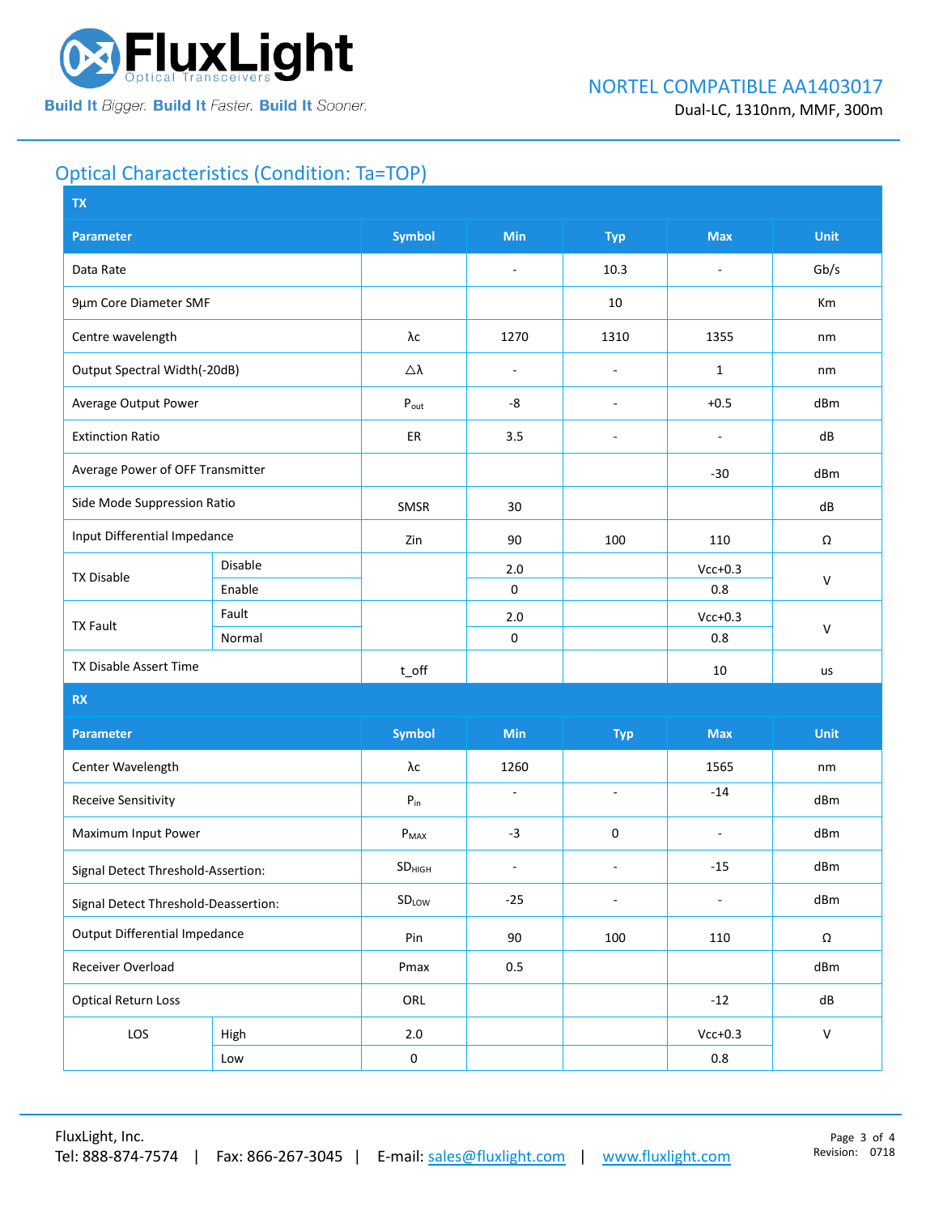## Optical Characteristics (Condition: Ta=TOP)

| TX | | | | | | |
|---|---|---|---|---|---|---|
| **Parameter** | | **Symbol** | **Min** | **Typ** | **Max** | **Unit** |
| Data Rate | | | - | 10.3 | - | Gb/s |
| 9µm Core Diameter SMF | | | | 10 | | Km |
| Centre wavelength | | λc | 1270 | 1310 | 1355 | nm |
| Output Spectral Width(-20dB) | | △λ | - | - | 1 | nm |
| Average Output Power | | $P_{out}$ | -8 | - | +0.5 | dBm |
| Extinction Ratio | | ER | 3.5 | - | - | dB |
| Average Power of OFF Transmitter | | | | | -30 | dBm |
| Side Mode Suppression Ratio | | SMSR | 30 | | | dB |
| Input Differential Impedance | | Zin | 90 | 100 | 110 | Ω |
| TX Disable | Disable | | 2.0 | | Vcc+0.3 | V |
| | Enable | | 0 | | 0.8 | |
| TX Fault | Fault | | 2.0 | | Vcc+0.3 | V |
| | Normal | | 0 | | 0.8 | |
| TX Disable Assert Time | | t_off | | | 10 | us |
| **RX** | | | | | | |
| **Parameter** | | **Symbol** | **Min** | **Typ** | **Max** | **Unit** |
| Center Wavelength | | λc | 1260 | | 1565 | nm |
| Receive Sensitivity | | $P_{in}$ | - | - | -14 | dBm |
| Maximum Input Power | | $P_{MAX}$ | -3 | 0 | - | dBm |
| Signal Detect Threshold-Assertion: | | $SD_{HIGH}$ | - | - | -15 | dBm |
| Signal Detect Threshold-Deassertion: | | $SD_{LOW}$ | -25 | - | - | dBm |
| Output Differential Impedance | | Pin | 90 | 100 | 110 | Ω |
| Receiver Overload | | Pmax | 0.5 | | | dBm |
| Optical Return Loss | | ORL | | | -12 | dB |
| LOS | High | 2.0 | | | Vcc+0.3 | V |
| | Low | 0 | | | 0.8 | |

FluxLight, Inc.
Tel: 888-874-7574 | Fax: 866-267-3045 | E-mail: sales@fluxlight.com | www.fluxlight.com

Revision: 0718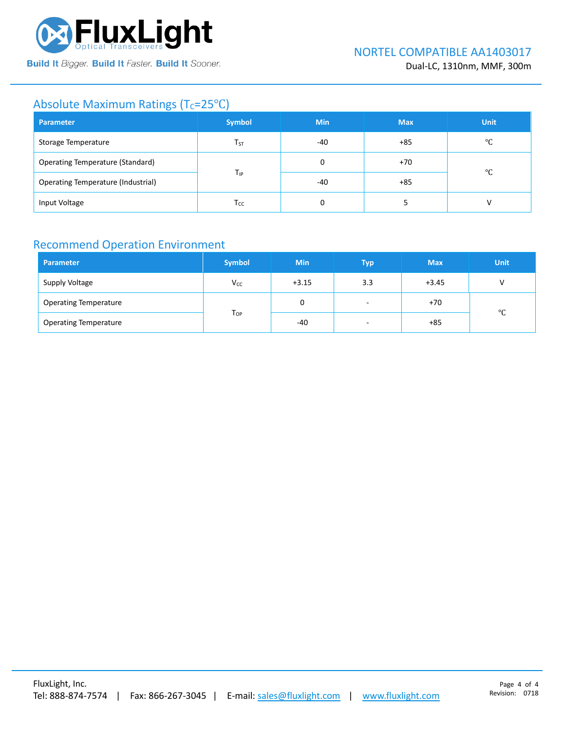## Absolute Maximum Ratings ($T_C$=25℃)

| Parameter | Symbol | Min | Max | Unit |
|---|---|---|---|---|
| Storage Temperature | $T_{ST}$ | -40 | +85 | ℃ |
| Operating Temperature (Standard) | $T_{IP}$ | 0 | +70 | ℃ |
| Operating Temperature (Industrial) | | -40 | +85 | |
| Input Voltage | $T_{CC}$ | 0 | 5 | V |

## Recommend Operation Environment

| Parameter | Symbol | Min | Typ | Max | Unit |
|---|---|---|---|---|---|
| Supply Voltage | $V_{CC}$ | +3.15 | 3.3 | +3.45 | V |
| Operating Temperature | $T_{OP}$ | 0 | - | +70 | ℃ |
| Operating Temperature | | -40 | - | +85 | |

FluxLight, Inc.
Tel: 888-874-7574 | Fax: 866-267-3045 | E-mail: sales@fluxlight.com | www.fluxlight.com

Revision: 0718